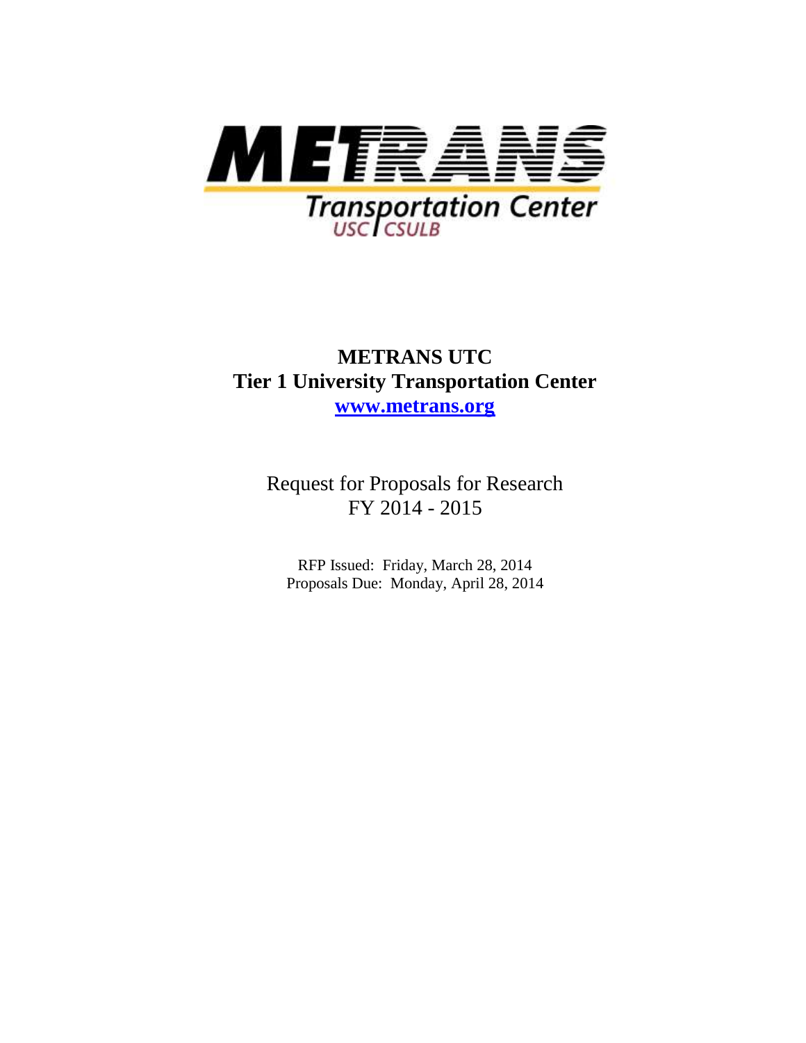METRANS Transportation Center
USC | CSULB

# METRANS UTC
# Tier 1 University Transportation Center
**www.metrans.org**

Request for Proposals for Research
FY 2014 - 2015

RFP Issued: Friday, March 28, 2014
Proposals Due: Monday, April 28, 2014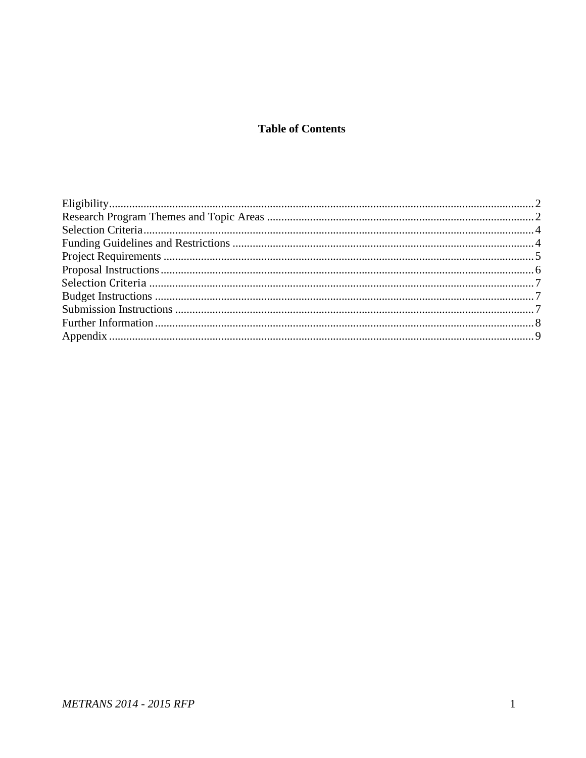**Table of Contents**

Eligibility .................................................................................................................................... 2
Research Program Themes and Topic Areas ............................................................................ 2
Selection Criteria ......................................................................................................................... 4
Funding Guidelines and Restrictions ........................................................................................ 4
Project Requirements ................................................................................................................. 5
Proposal Instructions .................................................................................................................. 6
Selection Criteria ......................................................................................................................... 7
Budget Instructions ..................................................................................................................... 7
Submission Instructions .............................................................................................................. 7
Further Information .................................................................................................................... 8
Appendix ..................................................................................................................................... 9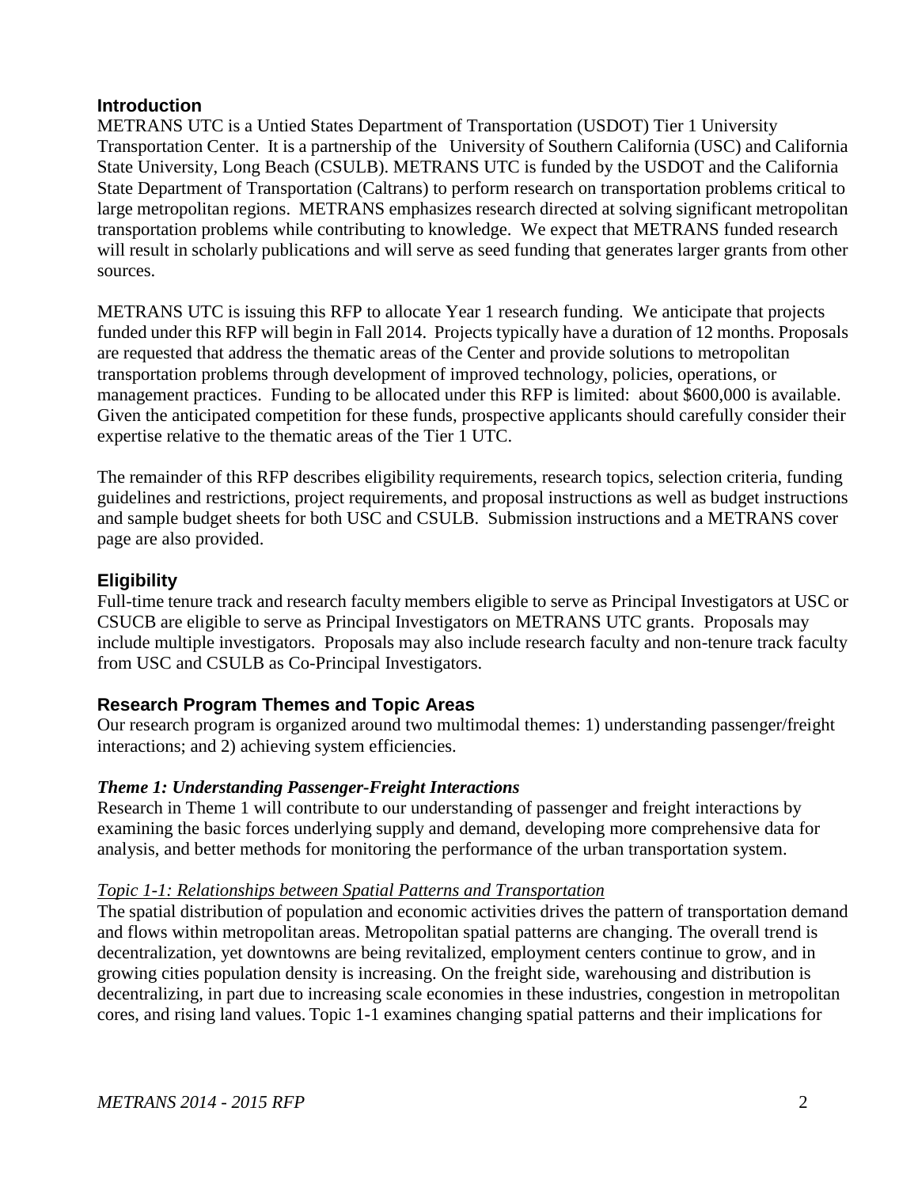## Introduction

METRANS UTC is a Untied States Department of Transportation (USDOT) Tier 1 University Transportation Center. It is a partnership of the University of Southern California (USC) and California State University, Long Beach (CSULB). METRANS UTC is funded by the USDOT and the California State Department of Transportation (Caltrans) to perform research on transportation problems critical to large metropolitan regions. METRANS emphasizes research directed at solving significant metropolitan transportation problems while contributing to knowledge. We expect that METRANS funded research will result in scholarly publications and will serve as seed funding that generates larger grants from other sources.

METRANS UTC is issuing this RFP to allocate Year 1 research funding. We anticipate that projects funded under this RFP will begin in Fall 2014. Projects typically have a duration of 12 months. Proposals are requested that address the thematic areas of the Center and provide solutions to metropolitan transportation problems through development of improved technology, policies, operations, or management practices. Funding to be allocated under this RFP is limited: about $600,000 is available. Given the anticipated competition for these funds, prospective applicants should carefully consider their expertise relative to the thematic areas of the Tier 1 UTC.

The remainder of this RFP describes eligibility requirements, research topics, selection criteria, funding guidelines and restrictions, project requirements, and proposal instructions as well as budget instructions and sample budget sheets for both USC and CSULB. Submission instructions and a METRANS cover page are also provided.

## Eligibility

Full-time tenure track and research faculty members eligible to serve as Principal Investigators at USC or CSUCB are eligible to serve as Principal Investigators on METRANS UTC grants. Proposals may include multiple investigators. Proposals may also include research faculty and non-tenure track faculty from USC and CSULB as Co-Principal Investigators.

## Research Program Themes and Topic Areas

Our research program is organized around two multimodal themes: 1) understanding passenger/freight interactions; and 2) achieving system efficiencies.

### *Theme 1: Understanding Passenger-Freight Interactions*

Research in Theme 1 will contribute to our understanding of passenger and freight interactions by examining the basic forces underlying supply and demand, developing more comprehensive data for analysis, and better methods for monitoring the performance of the urban transportation system.

#### Topic 1-1: Relationships between Spatial Patterns and Transportation

The spatial distribution of population and economic activities drives the pattern of transportation demand and flows within metropolitan areas. Metropolitan spatial patterns are changing. The overall trend is decentralization, yet downtowns are being revitalized, employment centers continue to grow, and in growing cities population density is increasing. On the freight side, warehousing and distribution is decentralizing, in part due to increasing scale economies in these industries, congestion in metropolitan cores, and rising land values. Topic 1-1 examines changing spatial patterns and their implications for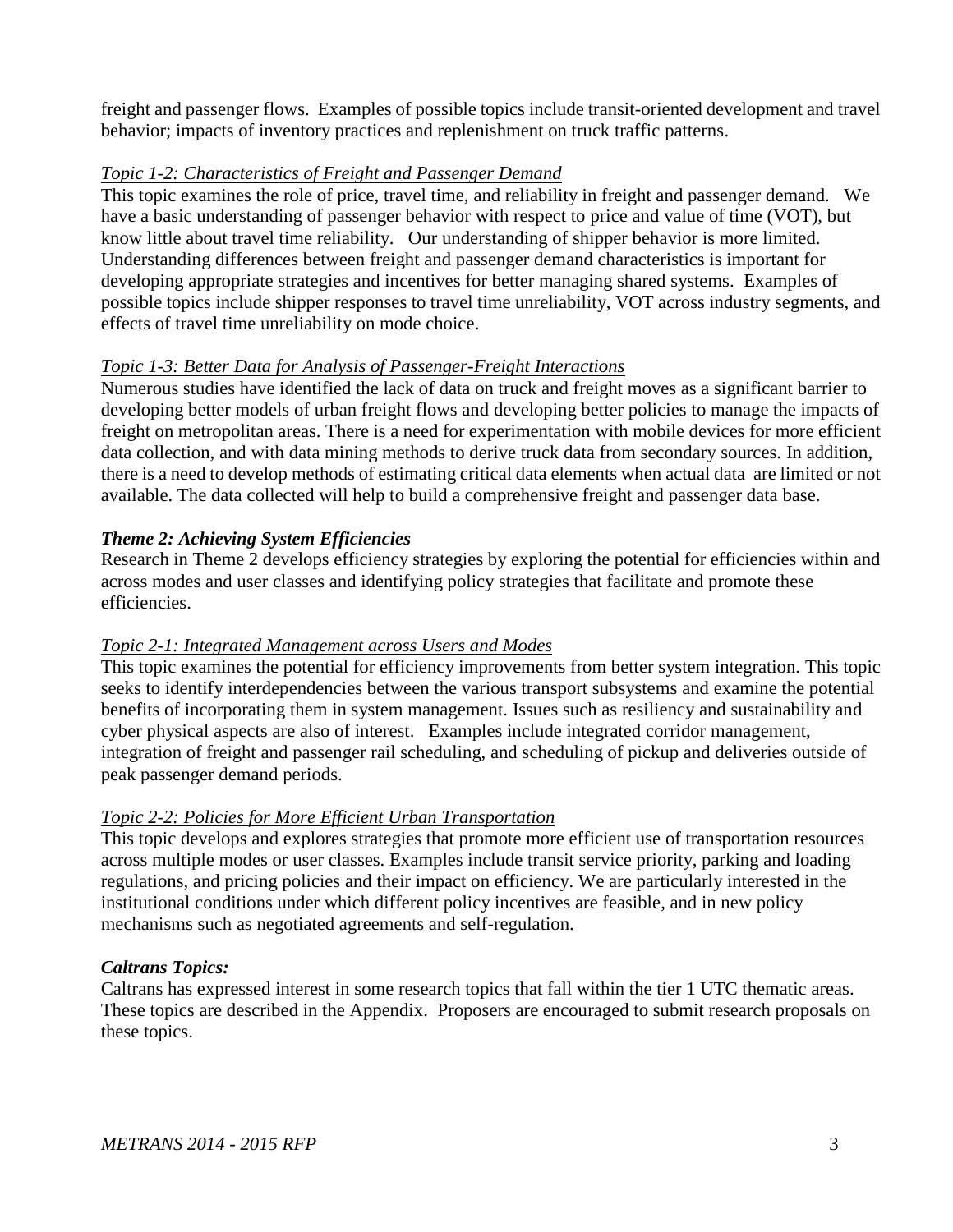freight and passenger flows. Examples of possible topics include transit-oriented development and travel behavior; impacts of inventory practices and replenishment on truck traffic patterns.

*Topic 1-2: Characteristics of Freight and Passenger Demand*

This topic examines the role of price, travel time, and reliability in freight and passenger demand. We have a basic understanding of passenger behavior with respect to price and value of time (VOT), but know little about travel time reliability. Our understanding of shipper behavior is more limited. Understanding differences between freight and passenger demand characteristics is important for developing appropriate strategies and incentives for better managing shared systems. Examples of possible topics include shipper responses to travel time unreliability, VOT across industry segments, and effects of travel time unreliability on mode choice.

*Topic 1-3: Better Data for Analysis of Passenger-Freight Interactions*

Numerous studies have identified the lack of data on truck and freight moves as a significant barrier to developing better models of urban freight flows and developing better policies to manage the impacts of freight on metropolitan areas. There is a need for experimentation with mobile devices for more efficient data collection, and with data mining methods to derive truck data from secondary sources. In addition, there is a need to develop methods of estimating critical data elements when actual data are limited or not available. The data collected will help to build a comprehensive freight and passenger data base.

***Theme 2: Achieving System Efficiencies***

Research in Theme 2 develops efficiency strategies by exploring the potential for efficiencies within and across modes and user classes and identifying policy strategies that facilitate and promote these efficiencies.

*Topic 2-1: Integrated Management across Users and Modes*

This topic examines the potential for efficiency improvements from better system integration. This topic seeks to identify interdependencies between the various transport subsystems and examine the potential benefits of incorporating them in system management. Issues such as resiliency and sustainability and cyber physical aspects are also of interest. Examples include integrated corridor management, integration of freight and passenger rail scheduling, and scheduling of pickup and deliveries outside of peak passenger demand periods.

*Topic 2-2: Policies for More Efficient Urban Transportation*

This topic develops and explores strategies that promote more efficient use of transportation resources across multiple modes or user classes. Examples include transit service priority, parking and loading regulations, and pricing policies and their impact on efficiency. We are particularly interested in the institutional conditions under which different policy incentives are feasible, and in new policy mechanisms such as negotiated agreements and self-regulation.

***Caltrans Topics:***

Caltrans has expressed interest in some research topics that fall within the tier 1 UTC thematic areas. These topics are described in the Appendix. Proposers are encouraged to submit research proposals on these topics.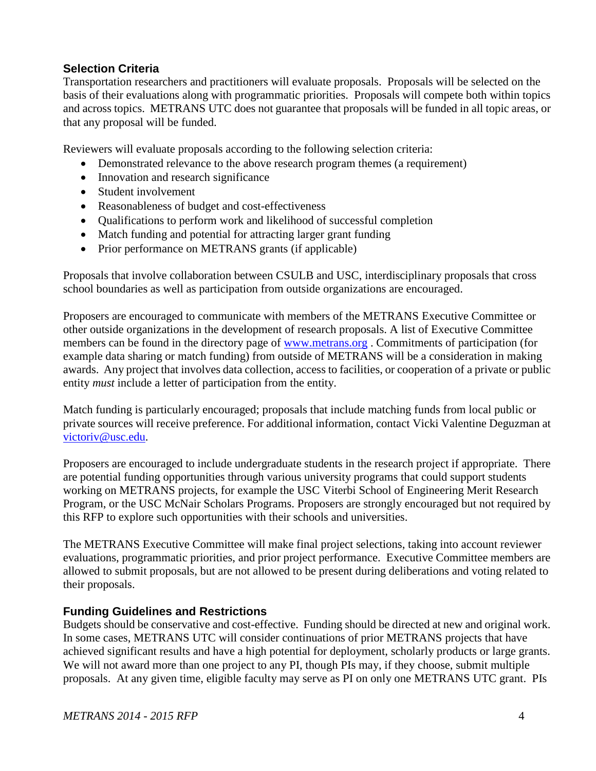## Selection Criteria

Transportation researchers and practitioners will evaluate proposals. Proposals will be selected on the basis of their evaluations along with programmatic priorities. Proposals will compete both within topics and across topics. METRANS UTC does not guarantee that proposals will be funded in all topic areas, or that any proposal will be funded.

Reviewers will evaluate proposals according to the following selection criteria:

- Demonstrated relevance to the above research program themes (a requirement)
- Innovation and research significance
- Student involvement
- Reasonableness of budget and cost-effectiveness
- Qualifications to perform work and likelihood of successful completion
- Match funding and potential for attracting larger grant funding
- Prior performance on METRANS grants (if applicable)

Proposals that involve collaboration between CSULB and USC, interdisciplinary proposals that cross school boundaries as well as participation from outside organizations are encouraged.

Proposers are encouraged to communicate with members of the METRANS Executive Committee or other outside organizations in the development of research proposals. A list of Executive Committee members can be found in the directory page of [www.metrans.org](http://www.metrans.org) . Commitments of participation (for example data sharing or match funding) from outside of METRANS will be a consideration in making awards. Any project that involves data collection, access to facilities, or cooperation of a private or public entity *must* include a letter of participation from the entity.

Match funding is particularly encouraged; proposals that include matching funds from local public or private sources will receive preference. For additional information, contact Vicki Valentine Deguzman at [victoriv@usc.edu](mailto:victoriv@usc.edu).

Proposers are encouraged to include undergraduate students in the research project if appropriate. There are potential funding opportunities through various university programs that could support students working on METRANS projects, for example the USC Viterbi School of Engineering Merit Research Program, or the USC McNair Scholars Programs. Proposers are strongly encouraged but not required by this RFP to explore such opportunities with their schools and universities.

The METRANS Executive Committee will make final project selections, taking into account reviewer evaluations, programmatic priorities, and prior project performance. Executive Committee members are allowed to submit proposals, but are not allowed to be present during deliberations and voting related to their proposals.

## Funding Guidelines and Restrictions

Budgets should be conservative and cost-effective. Funding should be directed at new and original work. In some cases, METRANS UTC will consider continuations of prior METRANS projects that have achieved significant results and have a high potential for deployment, scholarly products or large grants. We will not award more than one project to any PI, though PIs may, if they choose, submit multiple proposals. At any given time, eligible faculty may serve as PI on only one METRANS UTC grant. PIs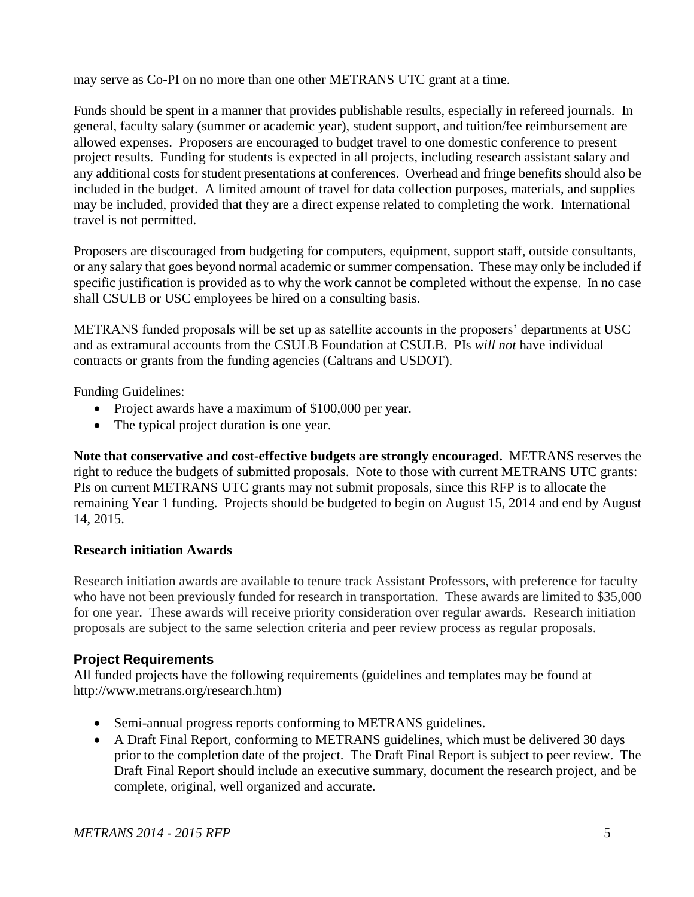may serve as Co-PI on no more than one other METRANS UTC grant at a time.

Funds should be spent in a manner that provides publishable results, especially in refereed journals. In general, faculty salary (summer or academic year), student support, and tuition/fee reimbursement are allowed expenses. Proposers are encouraged to budget travel to one domestic conference to present project results. Funding for students is expected in all projects, including research assistant salary and any additional costs for student presentations at conferences. Overhead and fringe benefits should also be included in the budget. A limited amount of travel for data collection purposes, materials, and supplies may be included, provided that they are a direct expense related to completing the work. International travel is not permitted.

Proposers are discouraged from budgeting for computers, equipment, support staff, outside consultants, or any salary that goes beyond normal academic or summer compensation. These may only be included if specific justification is provided as to why the work cannot be completed without the expense. In no case shall CSULB or USC employees be hired on a consulting basis.

METRANS funded proposals will be set up as satellite accounts in the proposers' departments at USC and as extramural accounts from the CSULB Foundation at CSULB. PIs *will not* have individual contracts or grants from the funding agencies (Caltrans and USDOT).

Funding Guidelines:

- Project awards have a maximum of $100,000 per year.
- The typical project duration is one year.

**Note that conservative and cost-effective budgets are strongly encouraged.** METRANS reserves the right to reduce the budgets of submitted proposals. Note to those with current METRANS UTC grants: PIs on current METRANS UTC grants may not submit proposals, since this RFP is to allocate the remaining Year 1 funding. Projects should be budgeted to begin on August 15, 2014 and end by August 14, 2015.

**Research initiation Awards**

Research initiation awards are available to tenure track Assistant Professors, with preference for faculty who have not been previously funded for research in transportation. These awards are limited to $35,000 for one year. These awards will receive priority consideration over regular awards. Research initiation proposals are subject to the same selection criteria and peer review process as regular proposals.

## Project Requirements

All funded projects have the following requirements (guidelines and templates may be found at http://www.metrans.org/research.htm)

- Semi-annual progress reports conforming to METRANS guidelines.
- A Draft Final Report, conforming to METRANS guidelines, which must be delivered 30 days prior to the completion date of the project. The Draft Final Report is subject to peer review. The Draft Final Report should include an executive summary, document the research project, and be complete, original, well organized and accurate.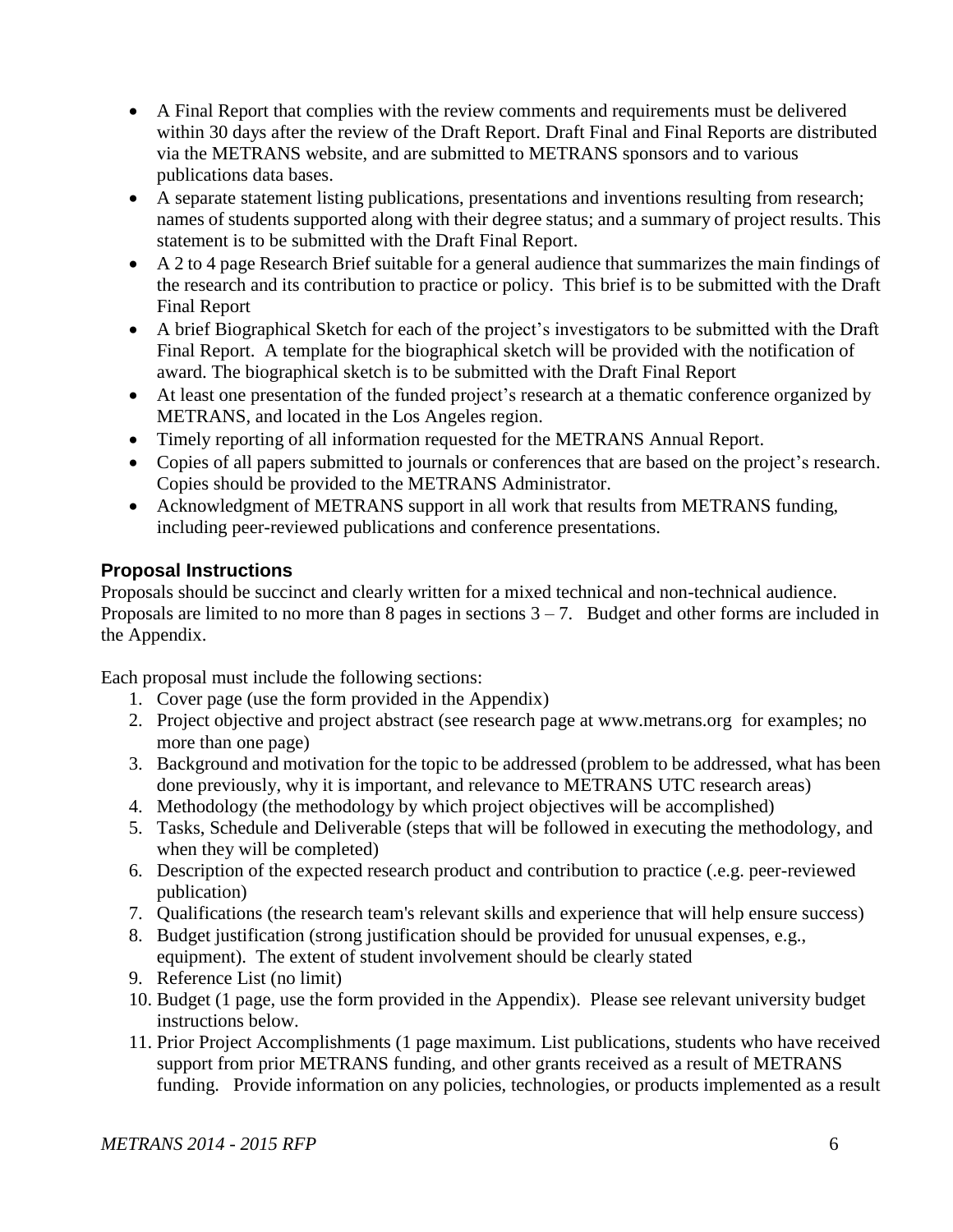- A Final Report that complies with the review comments and requirements must be delivered within 30 days after the review of the Draft Report. Draft Final and Final Reports are distributed via the METRANS website, and are submitted to METRANS sponsors and to various publications data bases.
- A separate statement listing publications, presentations and inventions resulting from research; names of students supported along with their degree status; and a summary of project results. This statement is to be submitted with the Draft Final Report.
- A 2 to 4 page Research Brief suitable for a general audience that summarizes the main findings of the research and its contribution to practice or policy. This brief is to be submitted with the Draft Final Report
- A brief Biographical Sketch for each of the project's investigators to be submitted with the Draft Final Report. A template for the biographical sketch will be provided with the notification of award. The biographical sketch is to be submitted with the Draft Final Report
- At least one presentation of the funded project's research at a thematic conference organized by METRANS, and located in the Los Angeles region.
- Timely reporting of all information requested for the METRANS Annual Report.
- Copies of all papers submitted to journals or conferences that are based on the project's research. Copies should be provided to the METRANS Administrator.
- Acknowledgment of METRANS support in all work that results from METRANS funding, including peer-reviewed publications and conference presentations.

### Proposal Instructions

Proposals should be succinct and clearly written for a mixed technical and non-technical audience. Proposals are limited to no more than 8 pages in sections 3 – 7. Budget and other forms are included in the Appendix.

Each proposal must include the following sections:

1. Cover page (use the form provided in the Appendix)
2. Project objective and project abstract (see research page at www.metrans.org for examples; no more than one page)
3. Background and motivation for the topic to be addressed (problem to be addressed, what has been done previously, why it is important, and relevance to METRANS UTC research areas)
4. Methodology (the methodology by which project objectives will be accomplished)
5. Tasks, Schedule and Deliverable (steps that will be followed in executing the methodology, and when they will be completed)
6. Description of the expected research product and contribution to practice (.e.g. peer-reviewed publication)
7. Qualifications (the research team's relevant skills and experience that will help ensure success)
8. Budget justification (strong justification should be provided for unusual expenses, e.g., equipment). The extent of student involvement should be clearly stated
9. Reference List (no limit)
10. Budget (1 page, use the form provided in the Appendix). Please see relevant university budget instructions below.
11. Prior Project Accomplishments (1 page maximum. List publications, students who have received support from prior METRANS funding, and other grants received as a result of METRANS funding. Provide information on any policies, technologies, or products implemented as a result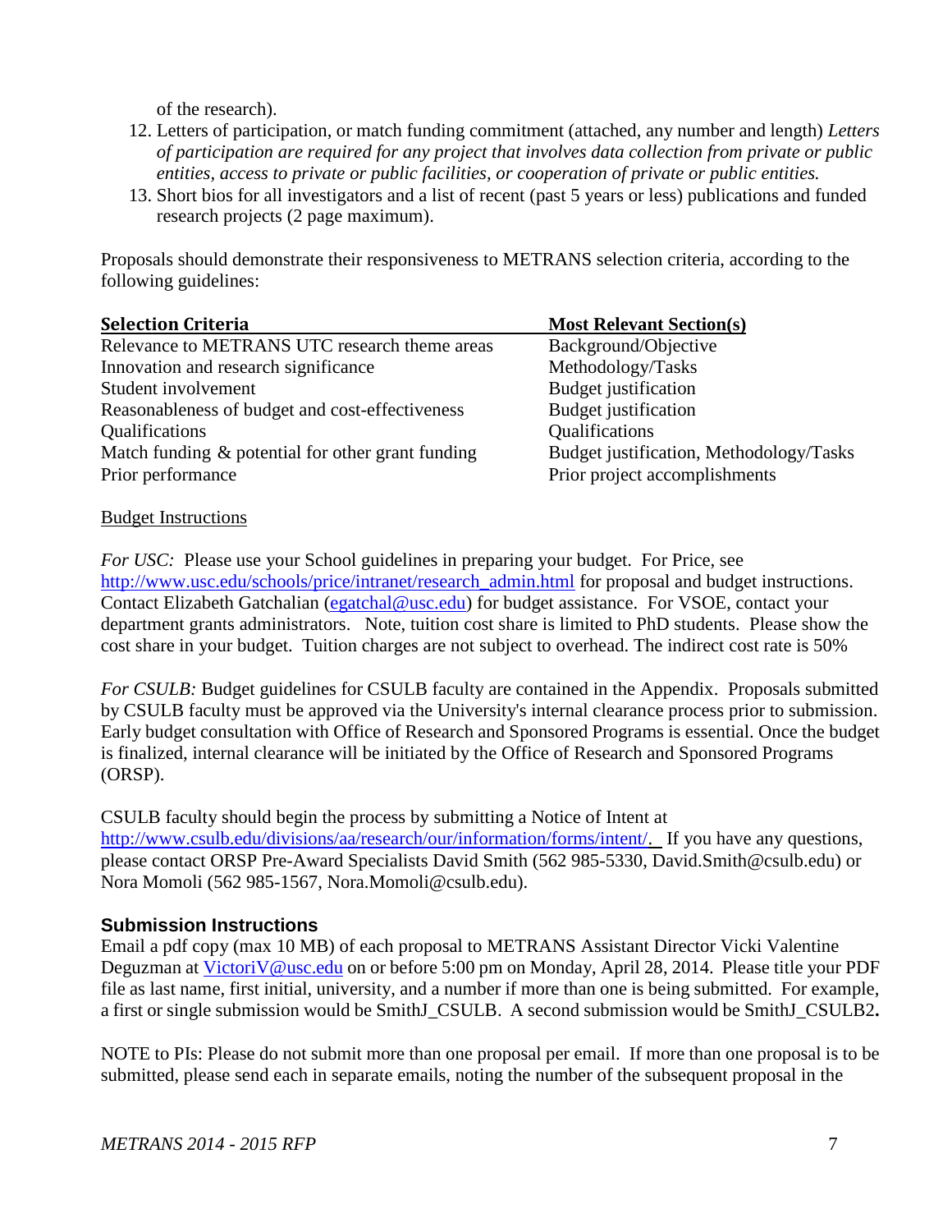of the research).

12. Letters of participation, or match funding commitment (attached, any number and length) *Letters of participation are required for any project that involves data collection from private or public entities, access to private or public facilities, or cooperation of private or public entities.*
13. Short bios for all investigators and a list of recent (past 5 years or less) publications and funded research projects (2 page maximum).

Proposals should demonstrate their responsiveness to METRANS selection criteria, according to the following guidelines:

| Selection Criteria | Most Relevant Section(s) |
|---|---|
| Relevance to METRANS UTC research theme areas | Background/Objective |
| Innovation and research significance | Methodology/Tasks |
| Student involvement | Budget justification |
| Reasonableness of budget and cost-effectiveness | Budget justification |
| Qualifications | Qualifications |
| Match funding & potential for other grant funding | Budget justification, Methodology/Tasks |
| Prior performance | Prior project accomplishments |

Budget Instructions

*For USC:* Please use your School guidelines in preparing your budget. For Price, see http://www.usc.edu/schools/price/intranet/research_admin.html for proposal and budget instructions. Contact Elizabeth Gatchalian (egatchal@usc.edu) for budget assistance. For VSOE, contact your department grants administrators. Note, tuition cost share is limited to PhD students. Please show the cost share in your budget. Tuition charges are not subject to overhead. The indirect cost rate is 50%

*For CSULB:* Budget guidelines for CSULB faculty are contained in the Appendix. Proposals submitted by CSULB faculty must be approved via the University's internal clearance process prior to submission. Early budget consultation with Office of Research and Sponsored Programs is essential. Once the budget is finalized, internal clearance will be initiated by the Office of Research and Sponsored Programs (ORSP).

CSULB faculty should begin the process by submitting a Notice of Intent at http://www.csulb.edu/divisions/aa/research/our/information/forms/intent/. If you have any questions, please contact ORSP Pre-Award Specialists David Smith (562 985-5330, David.Smith@csulb.edu) or Nora Momoli (562 985-1567, Nora.Momoli@csulb.edu).

### Submission Instructions

Email a pdf copy (max 10 MB) of each proposal to METRANS Assistant Director Vicki Valentine Deguzman at VictoriV@usc.edu on or before 5:00 pm on Monday, April 28, 2014. Please title your PDF file as last name, first initial, university, and a number if more than one is being submitted. For example, a first or single submission would be SmithJ_CSULB. A second submission would be SmithJ_CSULB2**.**

NOTE to PIs: Please do not submit more than one proposal per email. If more than one proposal is to be submitted, please send each in separate emails, noting the number of the subsequent proposal in the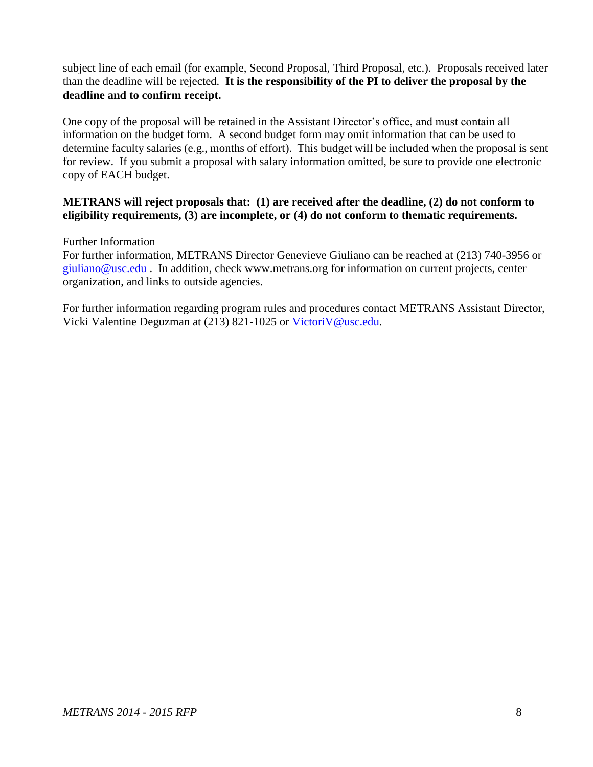subject line of each email (for example, Second Proposal, Third Proposal, etc.). Proposals received later than the deadline will be rejected. **It is the responsibility of the PI to deliver the proposal by the deadline and to confirm receipt.**

One copy of the proposal will be retained in the Assistant Director's office, and must contain all information on the budget form. A second budget form may omit information that can be used to determine faculty salaries (e.g., months of effort). This budget will be included when the proposal is sent for review. If you submit a proposal with salary information omitted, be sure to provide one electronic copy of EACH budget.

**METRANS will reject proposals that: (1) are received after the deadline, (2) do not conform to eligibility requirements, (3) are incomplete, or (4) do not conform to thematic requirements.**

Further Information

For further information, METRANS Director Genevieve Giuliano can be reached at (213) 740-3956 or giuliano@usc.edu . In addition, check www.metrans.org for information on current projects, center organization, and links to outside agencies.

For further information regarding program rules and procedures contact METRANS Assistant Director, Vicki Valentine Deguzman at (213) 821-1025 or VictoriV@usc.edu.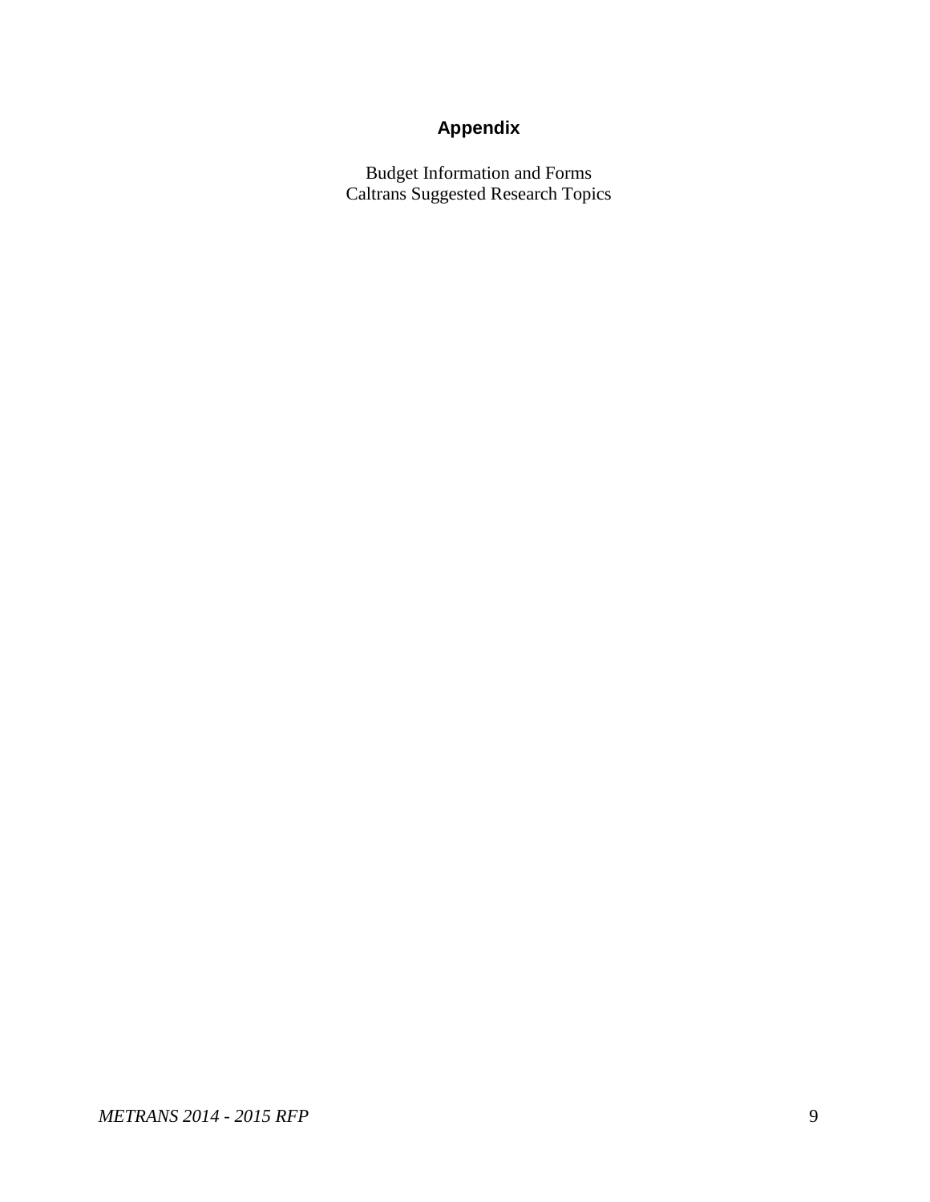## Appendix

Budget Information and Forms
Caltrans Suggested Research Topics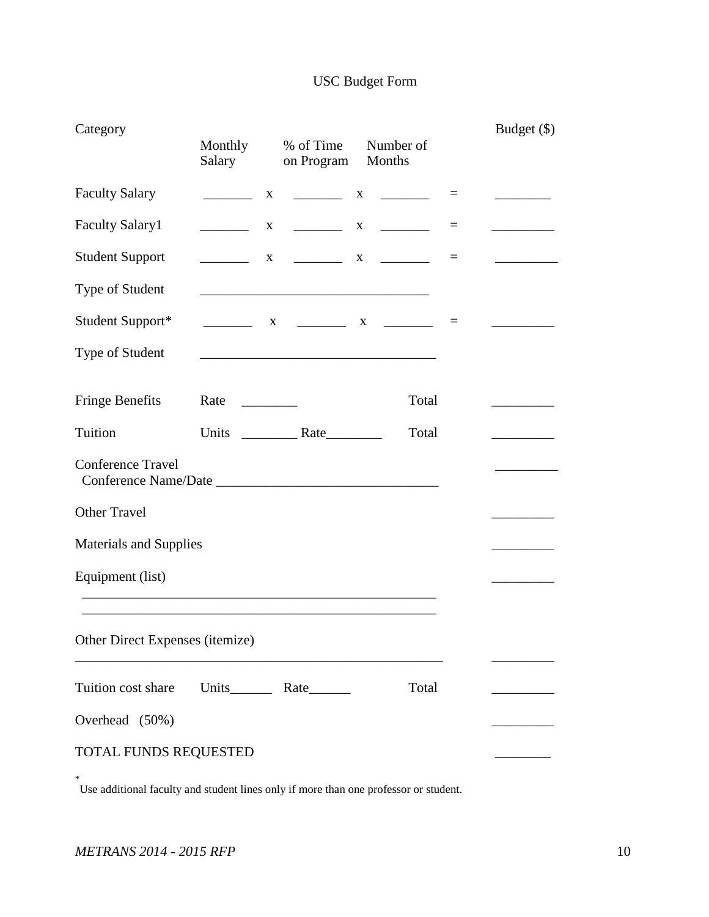# USC Budget Form

| Category | Monthly Salary | | % of Time on Program | | Number of Months | | Budget ($) |
|---|---|---|---|---|---|---|---|
| Faculty Salary | _______ | x | _______ | x | _______ | = | ________ |
| Faculty Salary1 | _______ | x | _______ | x | _______ | = | _________ |
| Student Support | _______ | x | _______ | x | _______ | = | _________ |
| Type of Student | _________________________________ | | | | | | |
| Student Support* | _______ | x | _______ | x | _______ | = | _________ |
| Type of Student | __________________________________ | | | | | | |
| Fringe Benefits | Rate ________ | | | | Total | | _________ |
| Tuition | Units ________ Rate________ | | | | Total | | _________ |
| Conference Travel<br>Conference Name/Date _______________________________ | | | | | | | _________ |
| Other Travel | | | | | | | _________ |
| Materials and Supplies | | | | | | | _________ |
| Equipment (list)<br>___________________________________________________<br>___________________________________________________ | | | | | | | _________ |
| Other Direct Expenses (itemize)<br>____________________________________________________ | | | | | | | _________ |
| Tuition cost share | Units______ Rate______ | | | | Total | | _________ |
| Overhead (50%) | | | | | | | _________ |
| TOTAL FUNDS REQUESTED | | | | | | | ________ |

* Use additional faculty and student lines only if more than one professor or student.

*METRANS 2014 - 2015 RFP*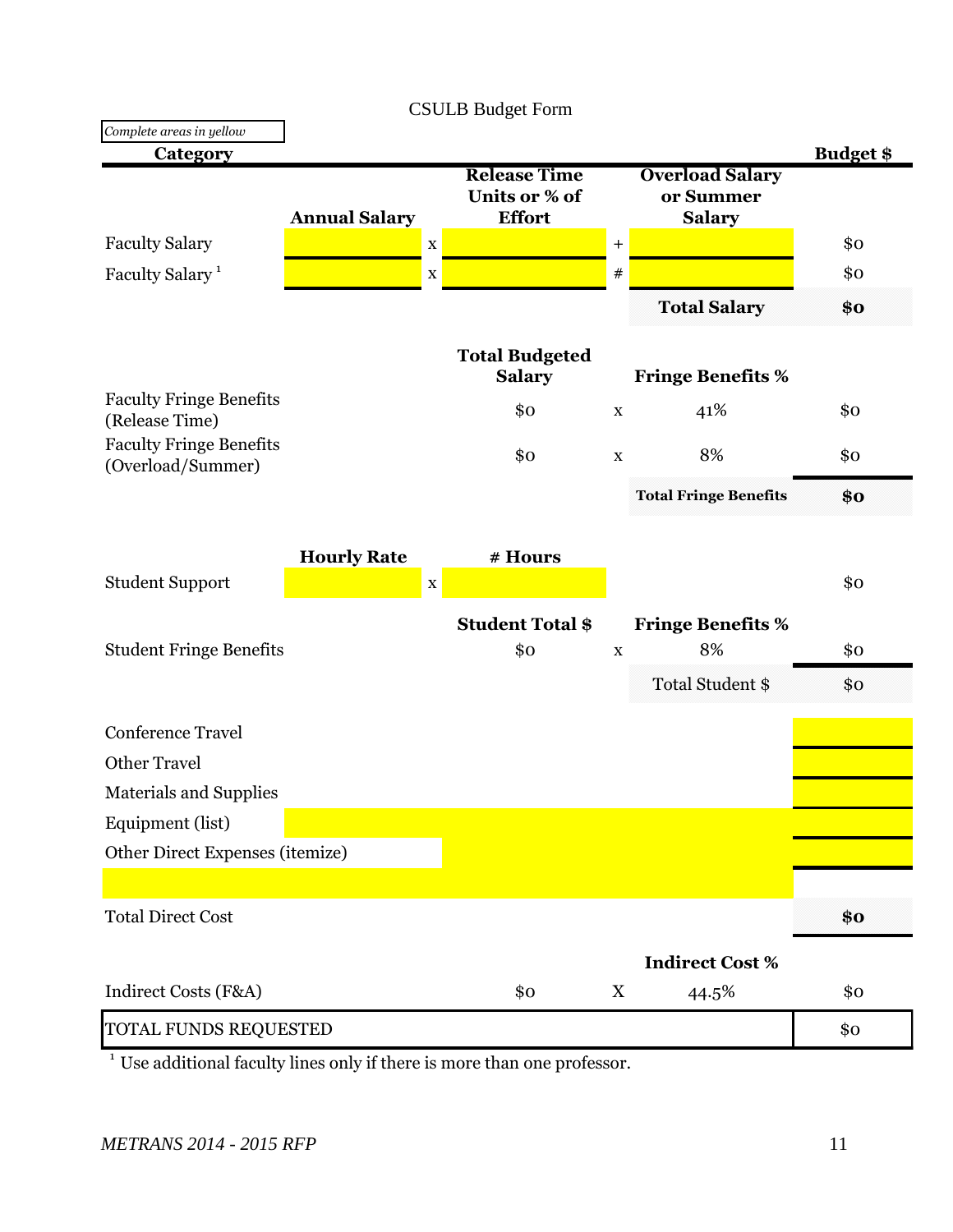# CSULB Budget Form

*Complete areas in yellow*

| Category | | | | | | Budget $ |
|---|---|---|---|---|---|---|
| | Annual Salary | | Release Time Units or % of Effort | | Overload Salary or Summer Salary | |
| Faculty Salary | | x | | + | | $0 |
| Faculty Salary [1] | | x | | # | | $0 |
| | | | | | **Total Salary** | **$0** |
| | | | **Total Budgeted Salary** | | **Fringe Benefits %** | |
| Faculty Fringe Benefits (Release Time) | | | $0 | x | 41% | $0 |
| Faculty Fringe Benefits (Overload/Summer) | | | $0 | x | 8% | $0 |
| | | | | | **Total Fringe Benefits** | **$0** |
| | **Hourly Rate** | | **# Hours** | | | |
| Student Support | | x | | | | $0 |
| | | | **Student Total $** | | **Fringe Benefits %** | |
| Student Fringe Benefits | | | $0 | x | 8% | $0 |
| | | | | | Total Student $ | $0 |
| Conference Travel | | | | | | |
| Other Travel | | | | | | |
| Materials and Supplies | | | | | | |
| Equipment (list) | | | | | | |
| Other Direct Expenses (itemize) | | | | | | |
| | | | | | | |
| Total Direct Cost | | | | | | **$0** |
| | | | | | **Indirect Cost %** | |
| Indirect Costs (F&A) | | | $0 | X | 44.5% | $0 |
| TOTAL FUNDS REQUESTED | | | | | | $0 |

[1] Use additional faculty lines only if there is more than one professor.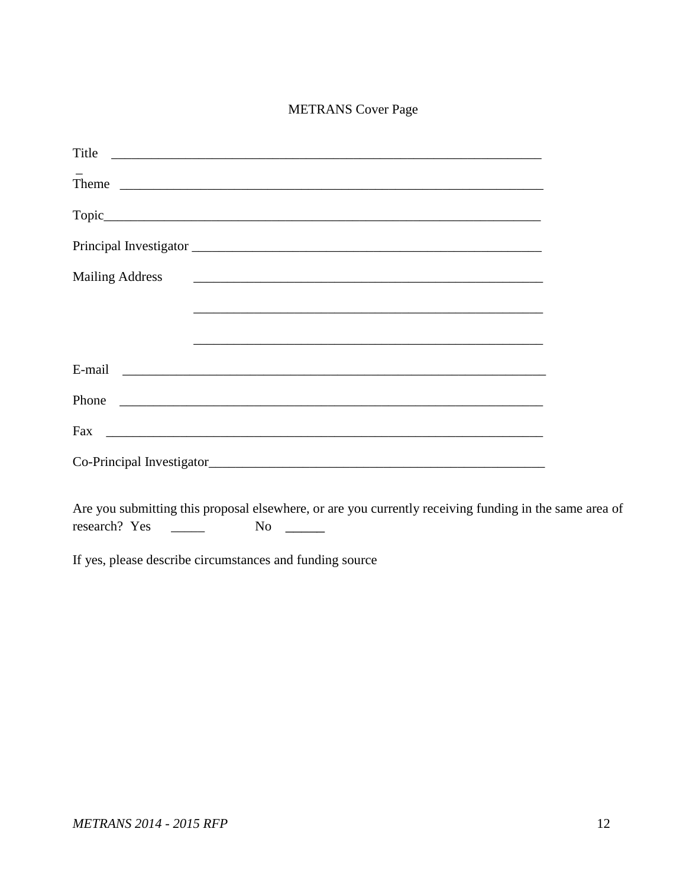# METRANS Cover Page

Title \_\_\_\_\_\_\_\_\_\_\_\_\_\_\_\_\_\_\_\_\_\_\_\_\_\_\_\_\_\_\_\_\_\_\_\_\_\_\_\_\_\_\_\_\_\_\_\_\_\_\_\_\_\_\_\_\_\_\_\_\_\_\_

Theme \_\_\_\_\_\_\_\_\_\_\_\_\_\_\_\_\_\_\_\_\_\_\_\_\_\_\_\_\_\_\_\_\_\_\_\_\_\_\_\_\_\_\_\_\_\_\_\_\_\_\_\_\_\_\_\_\_\_\_\_\_\_\_

Topic\_\_\_\_\_\_\_\_\_\_\_\_\_\_\_\_\_\_\_\_\_\_\_\_\_\_\_\_\_\_\_\_\_\_\_\_\_\_\_\_\_\_\_\_\_\_\_\_\_\_\_\_\_\_\_\_\_\_\_\_\_\_\_\_

Principal Investigator \_\_\_\_\_\_\_\_\_\_\_\_\_\_\_\_\_\_\_\_\_\_\_\_\_\_\_\_\_\_\_\_\_\_\_\_\_\_\_\_\_\_\_\_\_\_\_\_\_\_\_\_\_\_

Mailing Address \_\_\_\_\_\_\_\_\_\_\_\_\_\_\_\_\_\_\_\_\_\_\_\_\_\_\_\_\_\_\_\_\_\_\_\_\_\_\_\_\_\_\_\_\_\_\_\_\_\_\_\_\_\_

\_\_\_\_\_\_\_\_\_\_\_\_\_\_\_\_\_\_\_\_\_\_\_\_\_\_\_\_\_\_\_\_\_\_\_\_\_\_\_\_\_\_\_\_\_\_\_\_\_\_\_\_\_\_

\_\_\_\_\_\_\_\_\_\_\_\_\_\_\_\_\_\_\_\_\_\_\_\_\_\_\_\_\_\_\_\_\_\_\_\_\_\_\_\_\_\_\_\_\_\_\_\_\_\_\_\_\_\_

E-mail \_\_\_\_\_\_\_\_\_\_\_\_\_\_\_\_\_\_\_\_\_\_\_\_\_\_\_\_\_\_\_\_\_\_\_\_\_\_\_\_\_\_\_\_\_\_\_\_\_\_\_\_\_\_\_\_\_\_\_\_\_\_\_\_

Phone \_\_\_\_\_\_\_\_\_\_\_\_\_\_\_\_\_\_\_\_\_\_\_\_\_\_\_\_\_\_\_\_\_\_\_\_\_\_\_\_\_\_\_\_\_\_\_\_\_\_\_\_\_\_\_\_\_\_\_\_\_\_\_

Fax \_\_\_\_\_\_\_\_\_\_\_\_\_\_\_\_\_\_\_\_\_\_\_\_\_\_\_\_\_\_\_\_\_\_\_\_\_\_\_\_\_\_\_\_\_\_\_\_\_\_\_\_\_\_\_\_\_\_\_\_\_\_\_\_\_

Co-Principal Investigator\_\_\_\_\_\_\_\_\_\_\_\_\_\_\_\_\_\_\_\_\_\_\_\_\_\_\_\_\_\_\_\_\_\_\_\_\_\_\_\_\_\_\_\_\_\_\_\_\_\_

Are you submitting this proposal elsewhere, or are you currently receiving funding in the same area of research? Yes \_\_\_\_\_ No \_\_\_\_\_\_

If yes, please describe circumstances and funding source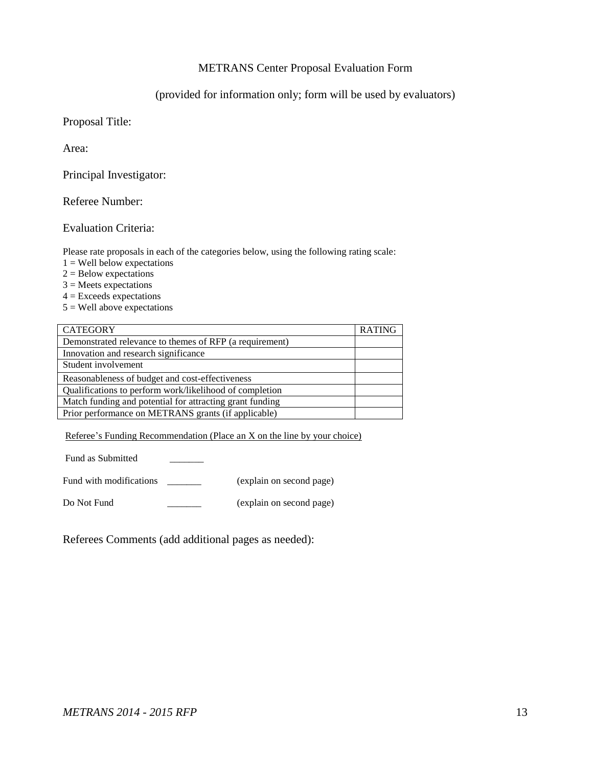# METRANS Center Proposal Evaluation Form

(provided for information only; form will be used by evaluators)

Proposal Title:

Area:

Principal Investigator:

Referee Number:

Evaluation Criteria:

Please rate proposals in each of the categories below, using the following rating scale:
1 = Well below expectations
2 = Below expectations
3 = Meets expectations
4 = Exceeds expectations
5 = Well above expectations

| CATEGORY | RATING |
|---|---|
| Demonstrated relevance to themes of RFP (a requirement) | |
| Innovation and research significance | |
| Student involvement | |
| Reasonableness of budget and cost-effectiveness | |
| Qualifications to perform work/likelihood of completion | |
| Match funding and potential for attracting grant funding | |
| Prior performance on METRANS grants (if applicable) | |

Referee's Funding Recommendation (Place an X on the line by your choice)

Fund as Submitted _______

Fund with modifications _______ (explain on second page)

Do Not Fund _______ (explain on second page)

Referees Comments (add additional pages as needed):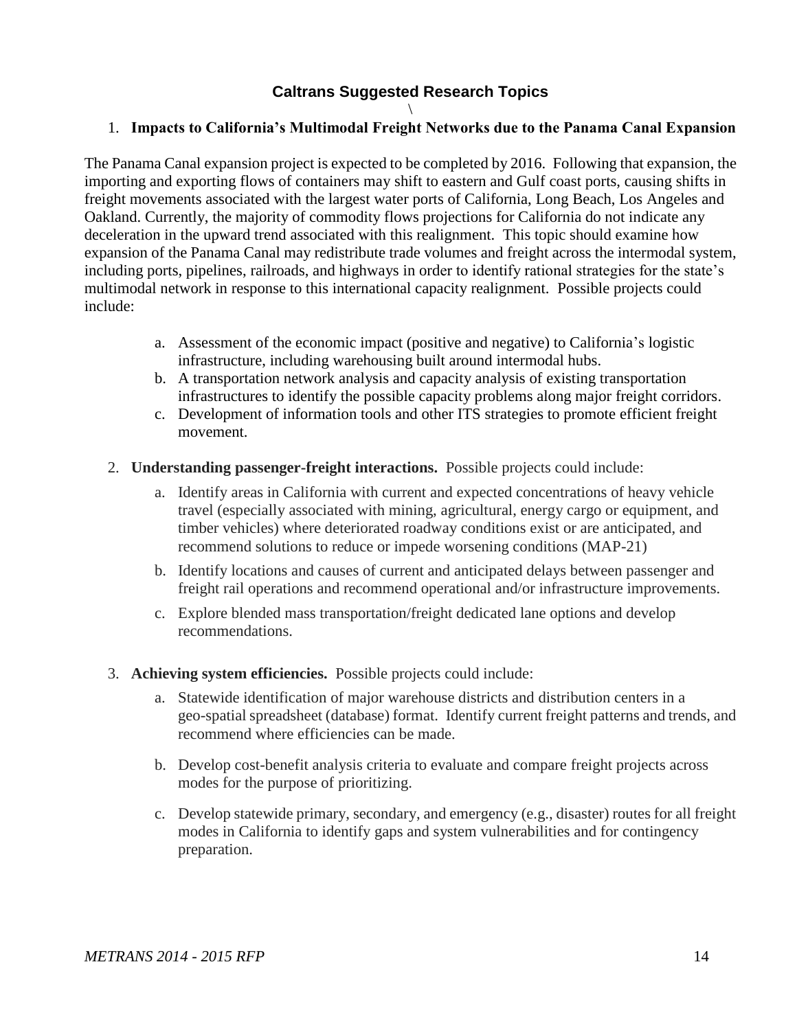# Caltrans Suggested Research Topics

\

1. **Impacts to California's Multimodal Freight Networks due to the Panama Canal Expansion**

The Panama Canal expansion project is expected to be completed by 2016. Following that expansion, the importing and exporting flows of containers may shift to eastern and Gulf coast ports, causing shifts in freight movements associated with the largest water ports of California, Long Beach, Los Angeles and Oakland. Currently, the majority of commodity flows projections for California do not indicate any deceleration in the upward trend associated with this realignment. This topic should examine how expansion of the Panama Canal may redistribute trade volumes and freight across the intermodal system, including ports, pipelines, railroads, and highways in order to identify rational strategies for the state's multimodal network in response to this international capacity realignment. Possible projects could include:

   a. Assessment of the economic impact (positive and negative) to California's logistic infrastructure, including warehousing built around intermodal hubs.
   b. A transportation network analysis and capacity analysis of existing transportation infrastructures to identify the possible capacity problems along major freight corridors.
   c. Development of information tools and other ITS strategies to promote efficient freight movement.

2. **Understanding passenger-freight interactions.** Possible projects could include:

   a. Identify areas in California with current and expected concentrations of heavy vehicle travel (especially associated with mining, agricultural, energy cargo or equipment, and timber vehicles) where deteriorated roadway conditions exist or are anticipated, and recommend solutions to reduce or impede worsening conditions (MAP-21)

   b. Identify locations and causes of current and anticipated delays between passenger and freight rail operations and recommend operational and/or infrastructure improvements.

   c. Explore blended mass transportation/freight dedicated lane options and develop recommendations.

3. **Achieving system efficiencies.** Possible projects could include:

   a. Statewide identification of major warehouse districts and distribution centers in a geo-spatial spreadsheet (database) format. Identify current freight patterns and trends, and recommend where efficiencies can be made.

   b. Develop cost-benefit analysis criteria to evaluate and compare freight projects across modes for the purpose of prioritizing.

   c. Develop statewide primary, secondary, and emergency (e.g., disaster) routes for all freight modes in California to identify gaps and system vulnerabilities and for contingency preparation.